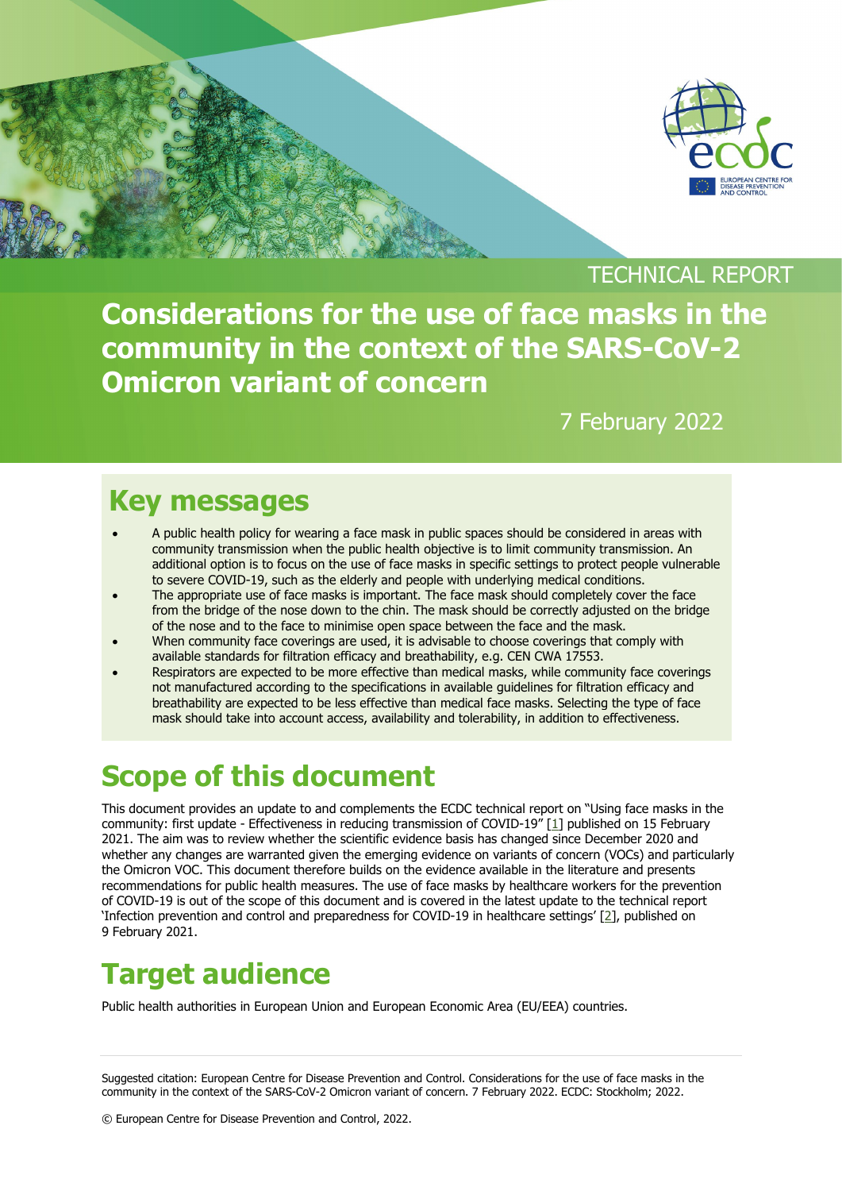TECHNICAL REPORT

# Considerations for the use of face masks in the community in the context of the SARS-CoV-2 Omicron variant of concern

7 February 2022

## Key messages

- A public health policy for wearing a face mask in public spaces should be considered in areas with community transmission when the public health objective is to limit community transmission. An additional option is to focus on the use of face masks in specific settings to protect people vulnerable to severe COVID-19, such as the elderly and people with underlying medical conditions.
- The appropriate use of face masks is important. The face mask should completely cover the face from the bridge of the nose down to the chin. The mask should be correctly adjusted on the bridge of the nose and to the face to minimise open space between the face and the mask.
- When community face coverings are used, it is advisable to choose coverings that comply with available standards for filtration efficacy and breathability, e.g. CEN CWA 17553.
- Respirators are expected to be more effective than medical masks, while community face coverings not manufactured according to the specifications in available guidelines for filtration efficacy and breathability are expected to be less effective than medical face masks. Selecting the type of face mask should take into account access, availability and tolerability, in addition to effectiveness.

## Scope of this document

This document provides an update to and complements the ECDC technical report on "Using face masks in the community: first update - Effectiveness in reducing transmission of COVID-19" [1] published on 15 February 2021. The aim was to review whether the scientific evidence basis has changed since December 2020 and whether any changes are warranted given the emerging evidence on variants of concern (VOCs) and particularly the Omicron VOC. This document therefore builds on the evidence available in the literature and presents recommendations for public health measures. The use of face masks by healthcare workers for the prevention of COVID-19 is out of the scope of this document and is covered in the latest update to the technical report 'Infection prevention and control and preparedness for COVID-19 in healthcare settings' [2], published on 9 February 2021.

## Target audience

Public health authorities in European Union and European Economic Area (EU/EEA) countries.

Suggested citation: European Centre for Disease Prevention and Control. Considerations for the use of face masks in the community in the context of the SARS-CoV-2 Omicron variant of concern. 7 February 2022. ECDC: Stockholm; 2022.

© European Centre for Disease Prevention and Control, 2022.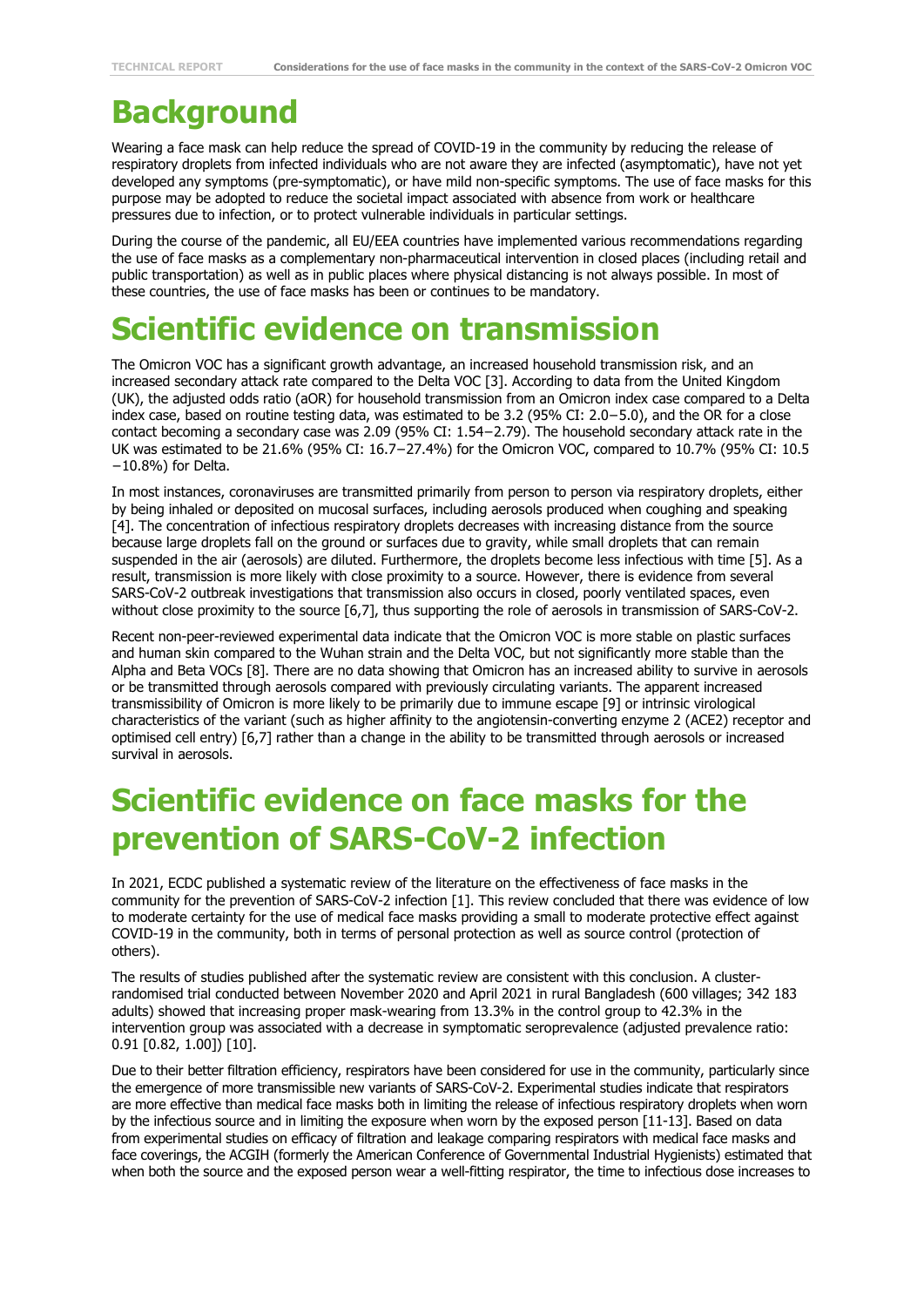# Background

Wearing a face mask can help reduce the spread of COVID-19 in the community by reducing the release of respiratory droplets from infected individuals who are not aware they are infected (asymptomatic), have not yet developed any symptoms (pre-symptomatic), or have mild non-specific symptoms. The use of face masks for this purpose may be adopted to reduce the societal impact associated with absence from work or healthcare pressures due to infection, or to protect vulnerable individuals in particular settings.

During the course of the pandemic, all EU/EEA countries have implemented various recommendations regarding the use of face masks as a complementary non-pharmaceutical intervention in closed places (including retail and public transportation) as well as in public places where physical distancing is not always possible. In most of these countries, the use of face masks has been or continues to be mandatory.

# Scientific evidence on transmission

The Omicron VOC has a significant growth advantage, an increased household transmission risk, and an increased secondary attack rate compared to the Delta VOC [3]. According to data from the United Kingdom (UK), the adjusted odds ratio (aOR) for household transmission from an Omicron index case compared to a Delta index case, based on routine testing data, was estimated to be 3.2 (95% CI: 2.0−5.0), and the OR for a close contact becoming a secondary case was 2.09 (95% CI: 1.54−2.79). The household secondary attack rate in the UK was estimated to be 21.6% (95% CI: 16.7−27.4%) for the Omicron VOC, compared to 10.7% (95% CI: 10.5−10.8%) for Delta.

In most instances, coronaviruses are transmitted primarily from person to person via respiratory droplets, either by being inhaled or deposited on mucosal surfaces, including aerosols produced when coughing and speaking [4]. The concentration of infectious respiratory droplets decreases with increasing distance from the source because large droplets fall on the ground or surfaces due to gravity, while small droplets that can remain suspended in the air (aerosols) are diluted. Furthermore, the droplets become less infectious with time [5]. As a result, transmission is more likely with close proximity to a source. However, there is evidence from several SARS-CoV-2 outbreak investigations that transmission also occurs in closed, poorly ventilated spaces, even without close proximity to the source [6,7], thus supporting the role of aerosols in transmission of SARS-CoV-2.

Recent non-peer-reviewed experimental data indicate that the Omicron VOC is more stable on plastic surfaces and human skin compared to the Wuhan strain and the Delta VOC, but not significantly more stable than the Alpha and Beta VOCs [8]. There are no data showing that Omicron has an increased ability to survive in aerosols or be transmitted through aerosols compared with previously circulating variants. The apparent increased transmissibility of Omicron is more likely to be primarily due to immune escape [9] or intrinsic virological characteristics of the variant (such as higher affinity to the angiotensin-converting enzyme 2 (ACE2) receptor and optimised cell entry) [6,7] rather than a change in the ability to be transmitted through aerosols or increased survival in aerosols.

# Scientific evidence on face masks for the prevention of SARS-CoV-2 infection

In 2021, ECDC published a systematic review of the literature on the effectiveness of face masks in the community for the prevention of SARS-CoV-2 infection [1]. This review concluded that there was evidence of low to moderate certainty for the use of medical face masks providing a small to moderate protective effect against COVID-19 in the community, both in terms of personal protection as well as source control (protection of others).

The results of studies published after the systematic review are consistent with this conclusion. A cluster-randomised trial conducted between November 2020 and April 2021 in rural Bangladesh (600 villages; 342 183 adults) showed that increasing proper mask-wearing from 13.3% in the control group to 42.3% in the intervention group was associated with a decrease in symptomatic seroprevalence (adjusted prevalence ratio: 0.91 [0.82, 1.00]) [10].

Due to their better filtration efficiency, respirators have been considered for use in the community, particularly since the emergence of more transmissible new variants of SARS-CoV-2. Experimental studies indicate that respirators are more effective than medical face masks both in limiting the release of infectious respiratory droplets when worn by the infectious source and in limiting the exposure when worn by the exposed person [11-13]. Based on data from experimental studies on efficacy of filtration and leakage comparing respirators with medical face masks and face coverings, the ACGIH (formerly the American Conference of Governmental Industrial Hygienists) estimated that when both the source and the exposed person wear a well-fitting respirator, the time to infectious dose increases to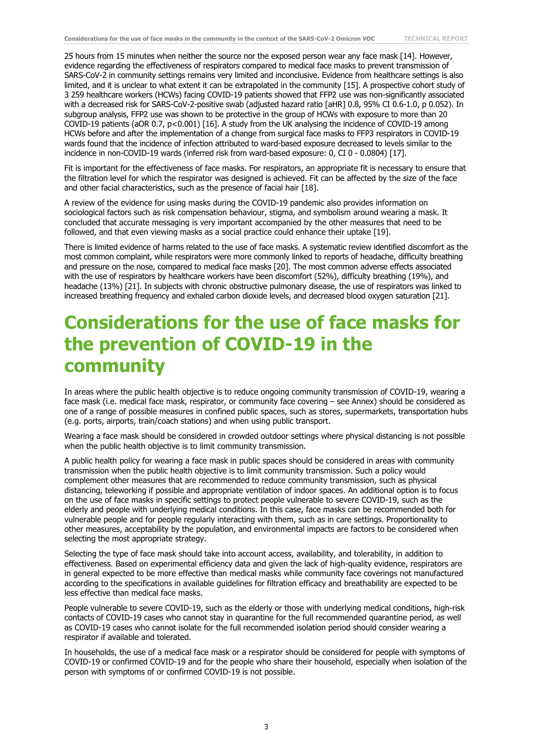25 hours from 15 minutes when neither the source nor the exposed person wear any face mask [14]. However, evidence regarding the effectiveness of respirators compared to medical face masks to prevent transmission of SARS-CoV-2 in community settings remains very limited and inconclusive. Evidence from healthcare settings is also limited, and it is unclear to what extent it can be extrapolated in the community [15]. A prospective cohort study of 3 259 healthcare workers (HCWs) facing COVID-19 patients showed that FFP2 use was non-significantly associated with a decreased risk for SARS-CoV-2-positive swab (adjusted hazard ratio [aHR] 0.8, 95% CI 0.6-1.0, p 0.052). In subgroup analysis, FFP2 use was shown to be protective in the group of HCWs with exposure to more than 20 COVID-19 patients (aOR 0.7, $p<0.001$) [16]. A study from the UK analysing the incidence of COVID-19 among HCWs before and after the implementation of a change from surgical face masks to FFP3 respirators in COVID-19 wards found that the incidence of infection attributed to ward-based exposure decreased to levels similar to the incidence in non-COVID-19 wards (inferred risk from ward-based exposure: 0, CI 0 - 0.0804) [17].

Fit is important for the effectiveness of face masks. For respirators, an appropriate fit is necessary to ensure that the filtration level for which the respirator was designed is achieved. Fit can be affected by the size of the face and other facial characteristics, such as the presence of facial hair [18].

A review of the evidence for using masks during the COVID-19 pandemic also provides information on sociological factors such as risk compensation behaviour, stigma, and symbolism around wearing a mask. It concluded that accurate messaging is very important accompanied by the other measures that need to be followed, and that even viewing masks as a social practice could enhance their uptake [19].

There is limited evidence of harms related to the use of face masks. A systematic review identified discomfort as the most common complaint, while respirators were more commonly linked to reports of headache, difficulty breathing and pressure on the nose, compared to medical face masks [20]. The most common adverse effects associated with the use of respirators by healthcare workers have been discomfort (52%), difficulty breathing (19%), and headache (13%) [21]. In subjects with chronic obstructive pulmonary disease, the use of respirators was linked to increased breathing frequency and exhaled carbon dioxide levels, and decreased blood oxygen saturation [21].

# Considerations for the use of face masks for the prevention of COVID-19 in the community

In areas where the public health objective is to reduce ongoing community transmission of COVID-19, wearing a face mask (i.e. medical face mask, respirator, or community face covering – see Annex) should be considered as one of a range of possible measures in confined public spaces, such as stores, supermarkets, transportation hubs (e.g. ports, airports, train/coach stations) and when using public transport.

Wearing a face mask should be considered in crowded outdoor settings where physical distancing is not possible when the public health objective is to limit community transmission.

A public health policy for wearing a face mask in public spaces should be considered in areas with community transmission when the public health objective is to limit community transmission. Such a policy would complement other measures that are recommended to reduce community transmission, such as physical distancing, teleworking if possible and appropriate ventilation of indoor spaces. An additional option is to focus on the use of face masks in specific settings to protect people vulnerable to severe COVID-19, such as the elderly and people with underlying medical conditions. In this case, face masks can be recommended both for vulnerable people and for people regularly interacting with them, such as in care settings. Proportionality to other measures, acceptability by the population, and environmental impacts are factors to be considered when selecting the most appropriate strategy.

Selecting the type of face mask should take into account access, availability, and tolerability, in addition to effectiveness. Based on experimental efficiency data and given the lack of high-quality evidence, respirators are in general expected to be more effective than medical masks while community face coverings not manufactured according to the specifications in available guidelines for filtration efficacy and breathability are expected to be less effective than medical face masks.

People vulnerable to severe COVID-19, such as the elderly or those with underlying medical conditions, high-risk contacts of COVID-19 cases who cannot stay in quarantine for the full recommended quarantine period, as well as COVID-19 cases who cannot isolate for the full recommended isolation period should consider wearing a respirator if available and tolerated.

In households, the use of a medical face mask or a respirator should be considered for people with symptoms of COVID-19 or confirmed COVID-19 and for the people who share their household, especially when isolation of the person with symptoms of or confirmed COVID-19 is not possible.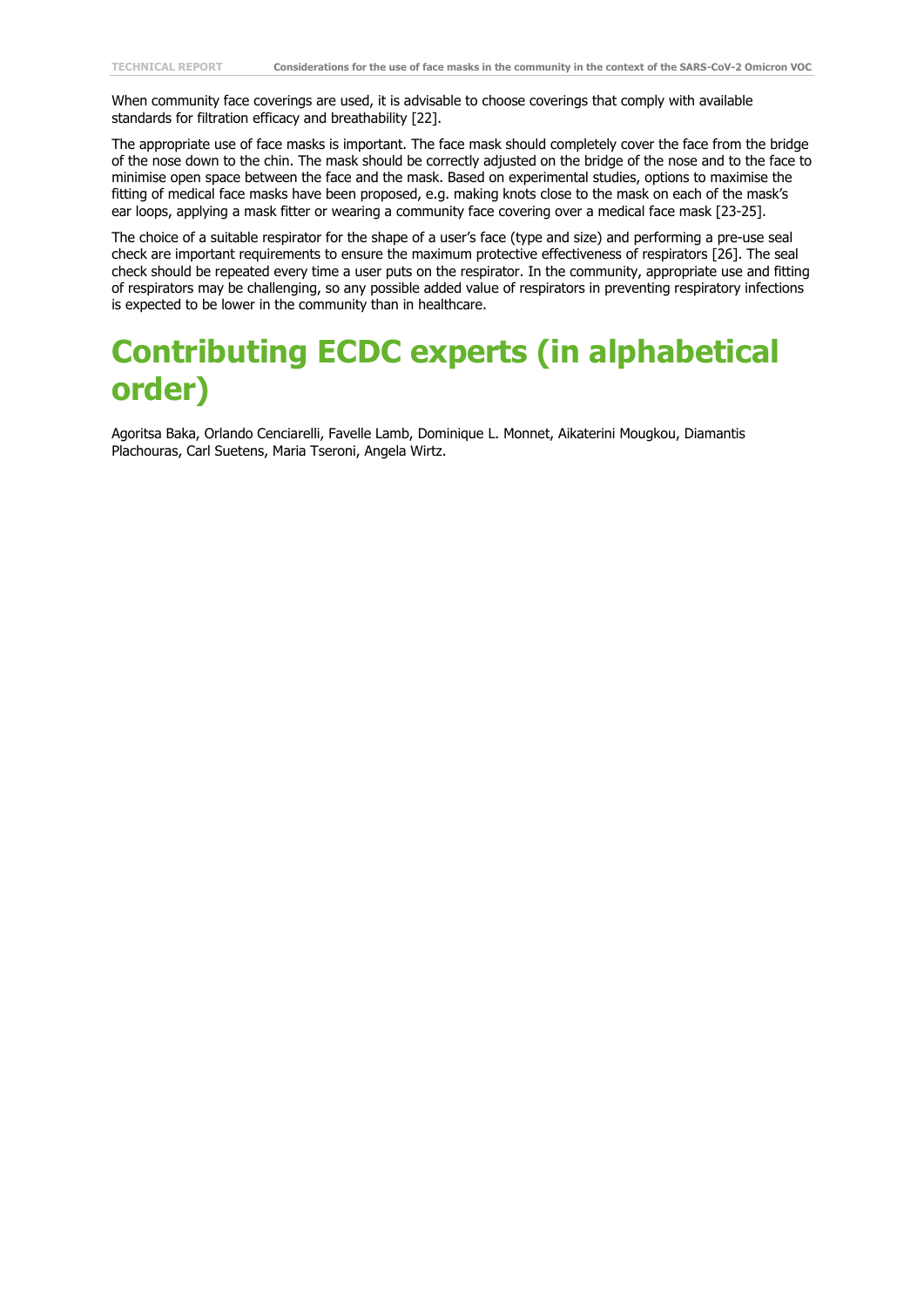When community face coverings are used, it is advisable to choose coverings that comply with available standards for filtration efficacy and breathability [22].

The appropriate use of face masks is important. The face mask should completely cover the face from the bridge of the nose down to the chin. The mask should be correctly adjusted on the bridge of the nose and to the face to minimise open space between the face and the mask. Based on experimental studies, options to maximise the fitting of medical face masks have been proposed, e.g. making knots close to the mask on each of the mask's ear loops, applying a mask fitter or wearing a community face covering over a medical face mask [23-25].

The choice of a suitable respirator for the shape of a user's face (type and size) and performing a pre-use seal check are important requirements to ensure the maximum protective effectiveness of respirators [26]. The seal check should be repeated every time a user puts on the respirator. In the community, appropriate use and fitting of respirators may be challenging, so any possible added value of respirators in preventing respiratory infections is expected to be lower in the community than in healthcare.

# Contributing ECDC experts (in alphabetical order)

Agoritsa Baka, Orlando Cenciarelli, Favelle Lamb, Dominique L. Monnet, Aikaterini Mougkou, Diamantis Plachouras, Carl Suetens, Maria Tseroni, Angela Wirtz.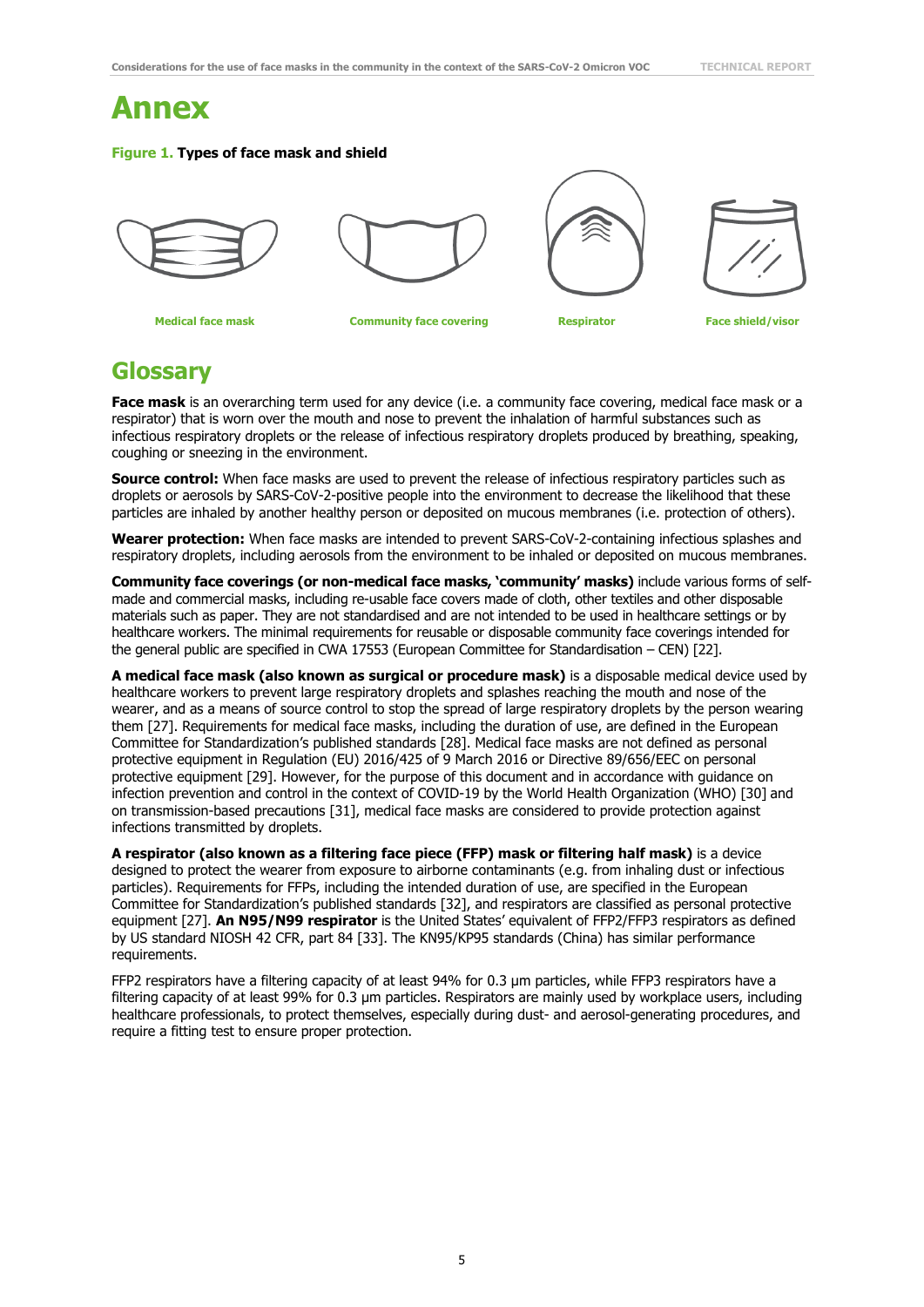# Annex

**Figure 1. Types of face mask and shield**

Medical face mask | Community face covering | Respirator | Face shield/visor

## Glossary

**Face mask** is an overarching term used for any device (i.e. a community face covering, medical face mask or a respirator) that is worn over the mouth and nose to prevent the inhalation of harmful substances such as infectious respiratory droplets or the release of infectious respiratory droplets produced by breathing, speaking, coughing or sneezing in the environment.

**Source control:** When face masks are used to prevent the release of infectious respiratory particles such as droplets or aerosols by SARS-CoV-2-positive people into the environment to decrease the likelihood that these particles are inhaled by another healthy person or deposited on mucous membranes (i.e. protection of others).

**Wearer protection:** When face masks are intended to prevent SARS-CoV-2-containing infectious splashes and respiratory droplets, including aerosols from the environment to be inhaled or deposited on mucous membranes.

**Community face coverings (or non-medical face masks, 'community' masks)** include various forms of self-made and commercial masks, including re-usable face covers made of cloth, other textiles and other disposable materials such as paper. They are not standardised and are not intended to be used in healthcare settings or by healthcare workers. The minimal requirements for reusable or disposable community face coverings intended for the general public are specified in CWA 17553 (European Committee for Standardisation – CEN) [22].

**A medical face mask (also known as surgical or procedure mask)** is a disposable medical device used by healthcare workers to prevent large respiratory droplets and splashes reaching the mouth and nose of the wearer, and as a means of source control to stop the spread of large respiratory droplets by the person wearing them [27]. Requirements for medical face masks, including the duration of use, are defined in the European Committee for Standardization's published standards [28]. Medical face masks are not defined as personal protective equipment in Regulation (EU) 2016/425 of 9 March 2016 or Directive 89/656/EEC on personal protective equipment [29]. However, for the purpose of this document and in accordance with guidance on infection prevention and control in the context of COVID-19 by the World Health Organization (WHO) [30] and on transmission-based precautions [31], medical face masks are considered to provide protection against infections transmitted by droplets.

**A respirator (also known as a filtering face piece (FFP) mask or filtering half mask)** is a device designed to protect the wearer from exposure to airborne contaminants (e.g. from inhaling dust or infectious particles). Requirements for FFPs, including the intended duration of use, are specified in the European Committee for Standardization's published standards [32], and respirators are classified as personal protective equipment [27]. **An N95/N99 respirator** is the United States' equivalent of FFP2/FFP3 respirators as defined by US standard NIOSH 42 CFR, part 84 [33]. The KN95/KP95 standards (China) has similar performance requirements.

FFP2 respirators have a filtering capacity of at least 94% for 0.3 µm particles, while FFP3 respirators have a filtering capacity of at least 99% for 0.3 µm particles. Respirators are mainly used by workplace users, including healthcare professionals, to protect themselves, especially during dust- and aerosol-generating procedures, and require a fitting test to ensure proper protection.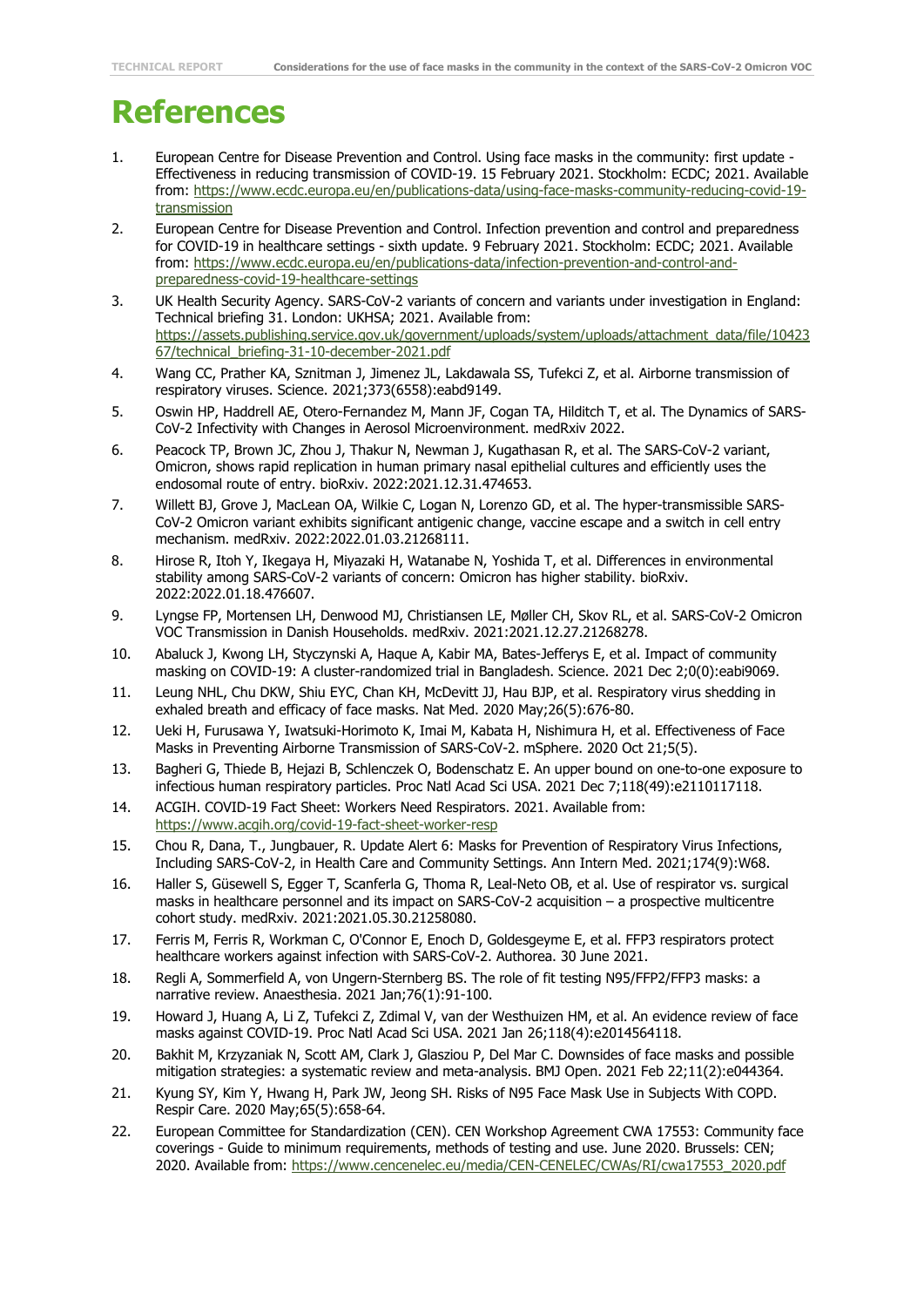# References

1. European Centre for Disease Prevention and Control. Using face masks in the community: first update - Effectiveness in reducing transmission of COVID-19. 15 February 2021. Stockholm: ECDC; 2021. Available from: https://www.ecdc.europa.eu/en/publications-data/using-face-masks-community-reducing-covid-19-transmission
2. European Centre for Disease Prevention and Control. Infection prevention and control and preparedness for COVID-19 in healthcare settings - sixth update. 9 February 2021. Stockholm: ECDC; 2021. Available from: https://www.ecdc.europa.eu/en/publications-data/infection-prevention-and-control-and-preparedness-covid-19-healthcare-settings
3. UK Health Security Agency. SARS-CoV-2 variants of concern and variants under investigation in England: Technical briefing 31. London: UKHSA; 2021. Available from: https://assets.publishing.service.gov.uk/government/uploads/system/uploads/attachment_data/file/1042367/technical_briefing-31-10-december-2021.pdf
4. Wang CC, Prather KA, Sznitman J, Jimenez JL, Lakdawala SS, Tufekci Z, et al. Airborne transmission of respiratory viruses. Science. 2021;373(6558):eabd9149.
5. Oswin HP, Haddrell AE, Otero-Fernandez M, Mann JF, Cogan TA, Hilditch T, et al. The Dynamics of SARS-CoV-2 Infectivity with Changes in Aerosol Microenvironment. medRxiv 2022.
6. Peacock TP, Brown JC, Zhou J, Thakur N, Newman J, Kugathasan R, et al. The SARS-CoV-2 variant, Omicron, shows rapid replication in human primary nasal epithelial cultures and efficiently uses the endosomal route of entry. bioRxiv. 2022:2021.12.31.474653.
7. Willett BJ, Grove J, MacLean OA, Wilkie C, Logan N, Lorenzo GD, et al. The hyper-transmissible SARS-CoV-2 Omicron variant exhibits significant antigenic change, vaccine escape and a switch in cell entry mechanism. medRxiv. 2022:2022.01.03.21268111.
8. Hirose R, Itoh Y, Ikegaya H, Miyazaki H, Watanabe N, Yoshida T, et al. Differences in environmental stability among SARS-CoV-2 variants of concern: Omicron has higher stability. bioRxiv. 2022:2022.01.18.476607.
9. Lyngse FP, Mortensen LH, Denwood MJ, Christiansen LE, Møller CH, Skov RL, et al. SARS-CoV-2 Omicron VOC Transmission in Danish Households. medRxiv. 2021:2021.12.27.21268278.
10. Abaluck J, Kwong LH, Styczynski A, Haque A, Kabir MA, Bates-Jefferys E, et al. Impact of community masking on COVID-19: A cluster-randomized trial in Bangladesh. Science. 2021 Dec 2;0(0):eabi9069.
11. Leung NHL, Chu DKW, Shiu EYC, Chan KH, McDevitt JJ, Hau BJP, et al. Respiratory virus shedding in exhaled breath and efficacy of face masks. Nat Med. 2020 May;26(5):676-80.
12. Ueki H, Furusawa Y, Iwatsuki-Horimoto K, Imai M, Kabata H, Nishimura H, et al. Effectiveness of Face Masks in Preventing Airborne Transmission of SARS-CoV-2. mSphere. 2020 Oct 21;5(5).
13. Bagheri G, Thiede B, Hejazi B, Schlenczek O, Bodenschatz E. An upper bound on one-to-one exposure to infectious human respiratory particles. Proc Natl Acad Sci USA. 2021 Dec 7;118(49):e2110117118.
14. ACGIH. COVID-19 Fact Sheet: Workers Need Respirators. 2021. Available from: https://www.acgih.org/covid-19-fact-sheet-worker-resp
15. Chou R, Dana, T., Jungbauer, R. Update Alert 6: Masks for Prevention of Respiratory Virus Infections, Including SARS-CoV-2, in Health Care and Community Settings. Ann Intern Med. 2021;174(9):W68.
16. Haller S, Güsewell S, Egger T, Scanferla G, Thoma R, Leal-Neto OB, et al. Use of respirator vs. surgical masks in healthcare personnel and its impact on SARS-CoV-2 acquisition – a prospective multicentre cohort study. medRxiv. 2021:2021.05.30.21258080.
17. Ferris M, Ferris R, Workman C, O'Connor E, Enoch D, Goldesgeyme E, et al. FFP3 respirators protect healthcare workers against infection with SARS-CoV-2. Authorea. 30 June 2021.
18. Regli A, Sommerfield A, von Ungern-Sternberg BS. The role of fit testing N95/FFP2/FFP3 masks: a narrative review. Anaesthesia. 2021 Jan;76(1):91-100.
19. Howard J, Huang A, Li Z, Tufekci Z, Zdimal V, van der Westhuizen HM, et al. An evidence review of face masks against COVID-19. Proc Natl Acad Sci USA. 2021 Jan 26;118(4):e2014564118.
20. Bakhit M, Krzyzaniak N, Scott AM, Clark J, Glasziou P, Del Mar C. Downsides of face masks and possible mitigation strategies: a systematic review and meta-analysis. BMJ Open. 2021 Feb 22;11(2):e044364.
21. Kyung SY, Kim Y, Hwang H, Park JW, Jeong SH. Risks of N95 Face Mask Use in Subjects With COPD. Respir Care. 2020 May;65(5):658-64.
22. European Committee for Standardization (CEN). CEN Workshop Agreement CWA 17553: Community face coverings - Guide to minimum requirements, methods of testing and use. June 2020. Brussels: CEN; 2020. Available from: https://www.cencenelec.eu/media/CEN-CENELEC/CWAs/RI/cwa17553_2020.pdf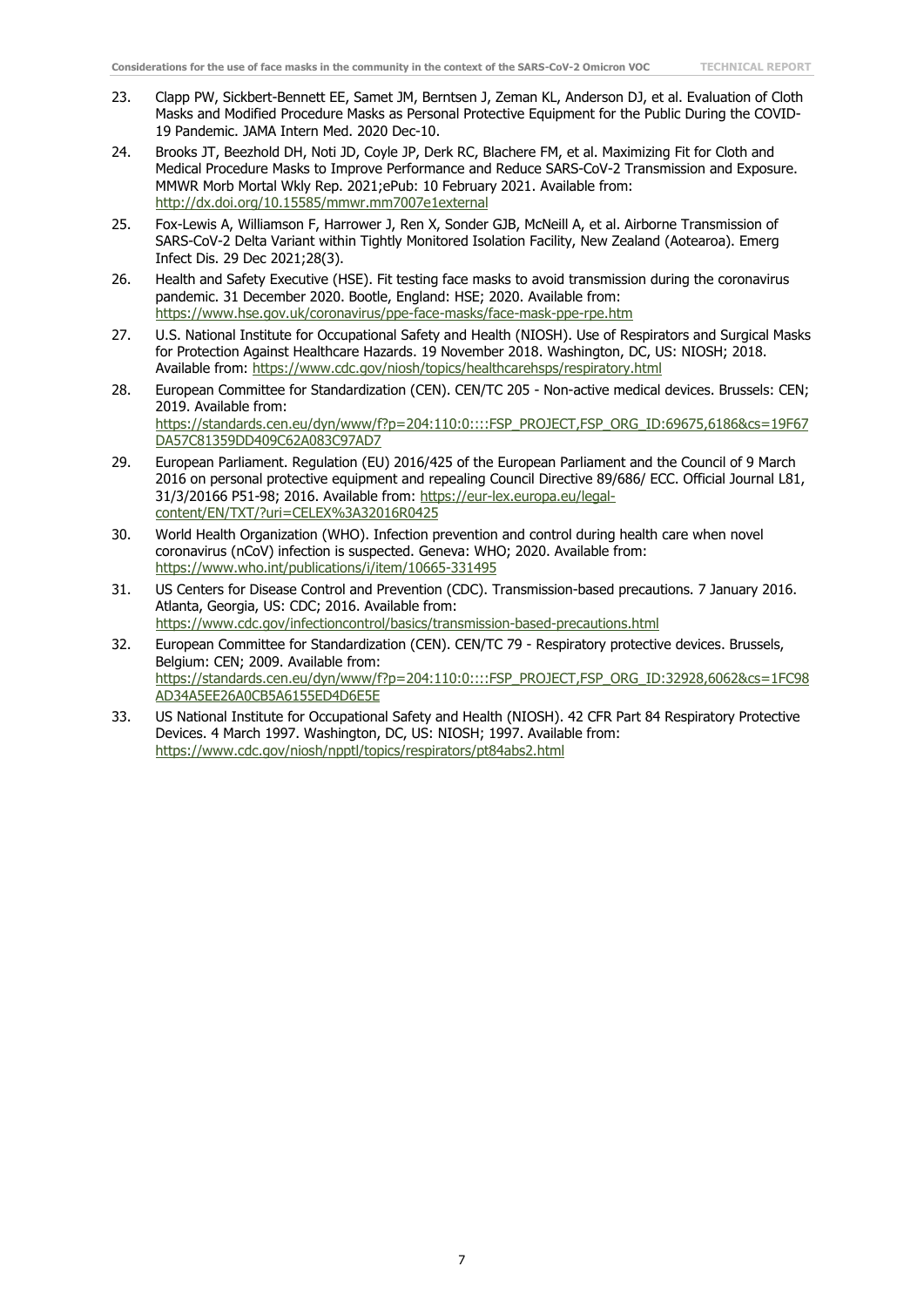23. Clapp PW, Sickbert-Bennett EE, Samet JM, Berntsen J, Zeman KL, Anderson DJ, et al. Evaluation of Cloth Masks and Modified Procedure Masks as Personal Protective Equipment for the Public During the COVID-19 Pandemic. JAMA Intern Med. 2020 Dec-10.
24. Brooks JT, Beezhold DH, Noti JD, Coyle JP, Derk RC, Blachere FM, et al. Maximizing Fit for Cloth and Medical Procedure Masks to Improve Performance and Reduce SARS-CoV-2 Transmission and Exposure. MMWR Morb Mortal Wkly Rep. 2021;ePub: 10 February 2021. Available from: http://dx.doi.org/10.15585/mmwr.mm7007e1external
25. Fox-Lewis A, Williamson F, Harrower J, Ren X, Sonder GJB, McNeill A, et al. Airborne Transmission of SARS-CoV-2 Delta Variant within Tightly Monitored Isolation Facility, New Zealand (Aotearoa). Emerg Infect Dis. 29 Dec 2021;28(3).
26. Health and Safety Executive (HSE). Fit testing face masks to avoid transmission during the coronavirus pandemic. 31 December 2020. Bootle, England: HSE; 2020. Available from: https://www.hse.gov.uk/coronavirus/ppe-face-masks/face-mask-ppe-rpe.htm
27. U.S. National Institute for Occupational Safety and Health (NIOSH). Use of Respirators and Surgical Masks for Protection Against Healthcare Hazards. 19 November 2018. Washington, DC, US: NIOSH; 2018. Available from: https://www.cdc.gov/niosh/topics/healthcarehsps/respiratory.html
28. European Committee for Standardization (CEN). CEN/TC 205 - Non-active medical devices. Brussels: CEN; 2019. Available from: https://standards.cen.eu/dyn/www/f?p=204:110:0::::FSP_PROJECT,FSP_ORG_ID:69675,6186&cs=19F67DA57C81359DD409C62A083C97AD7
29. European Parliament. Regulation (EU) 2016/425 of the European Parliament and the Council of 9 March 2016 on personal protective equipment and repealing Council Directive 89/686/ ECC. Official Journal L81, 31/3/20166 P51-98; 2016. Available from: https://eur-lex.europa.eu/legal-content/EN/TXT/?uri=CELEX%3A32016R0425
30. World Health Organization (WHO). Infection prevention and control during health care when novel coronavirus (nCoV) infection is suspected. Geneva: WHO; 2020. Available from: https://www.who.int/publications/i/item/10665-331495
31. US Centers for Disease Control and Prevention (CDC). Transmission-based precautions. 7 January 2016. Atlanta, Georgia, US: CDC; 2016. Available from: https://www.cdc.gov/infectioncontrol/basics/transmission-based-precautions.html
32. European Committee for Standardization (CEN). CEN/TC 79 - Respiratory protective devices. Brussels, Belgium: CEN; 2009. Available from: https://standards.cen.eu/dyn/www/f?p=204:110:0::::FSP_PROJECT,FSP_ORG_ID:32928,6062&cs=1FC98AD34A5EE26A0CB5A6155ED4D6E5E
33. US National Institute for Occupational Safety and Health (NIOSH). 42 CFR Part 84 Respiratory Protective Devices. 4 March 1997. Washington, DC, US: NIOSH; 1997. Available from: https://www.cdc.gov/niosh/npptl/topics/respirators/pt84abs2.html